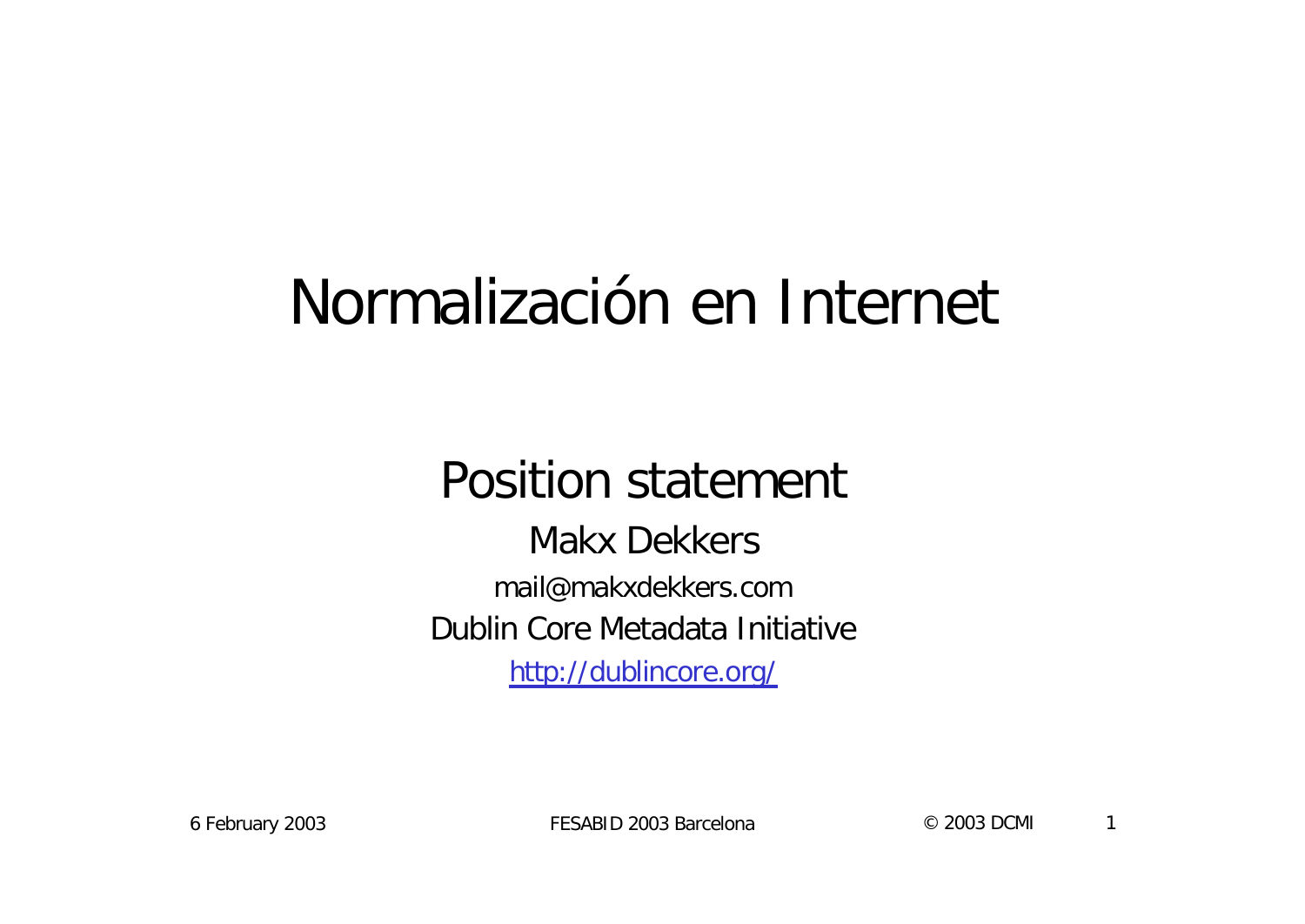# Normalización en Internet

## Position statement

Makx Dekkers

mail@makxdekkers.com

Dublin Core Metadata Initiative

http://dublincore.org/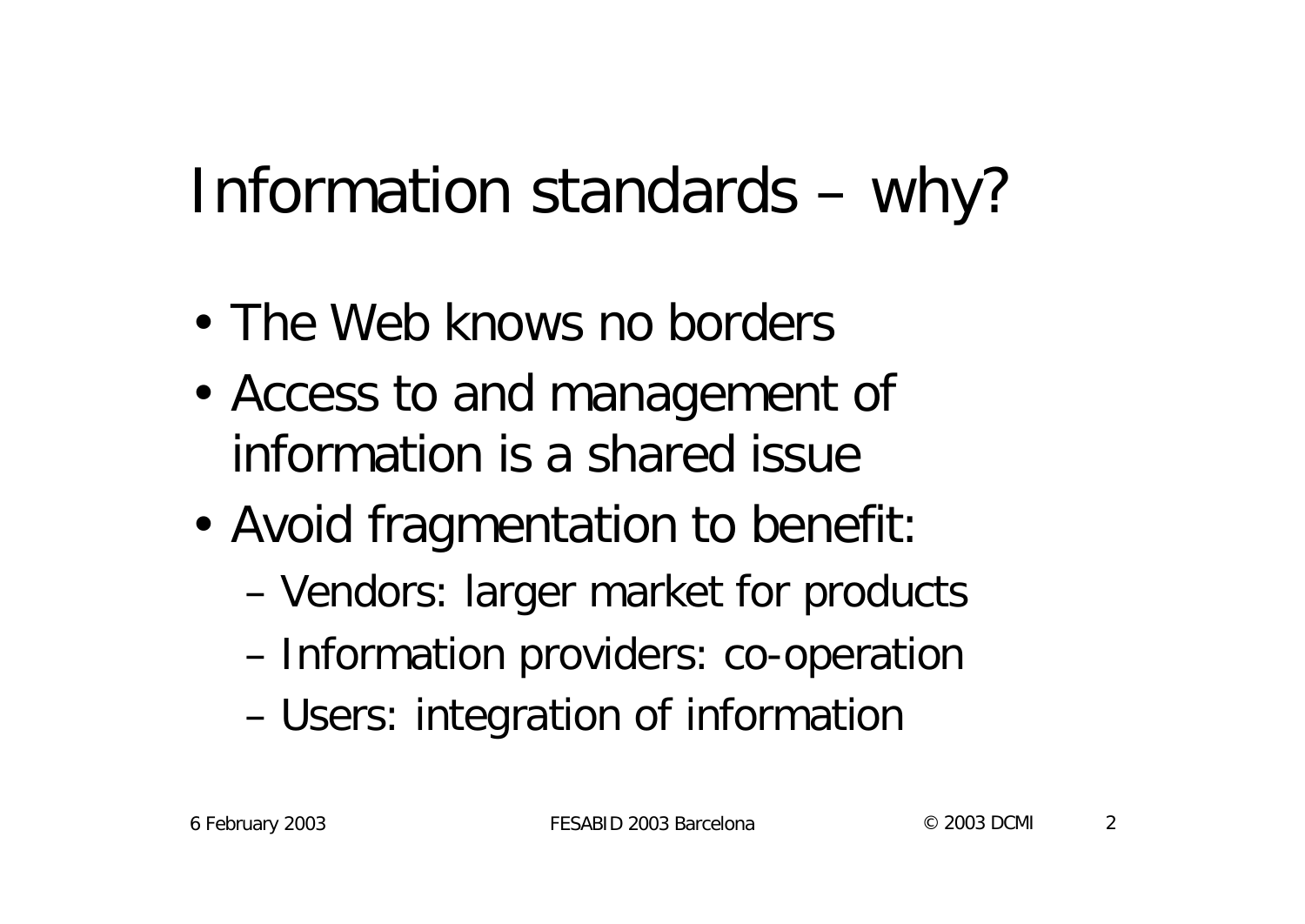# Information standards – why?

- The Web knows no borders
- Access to and management of information is a shared issue
- Avoid fragmentation to benefit:
  - Vendors: larger market for products
  - Information providers: co-operation
  - Users: integration of information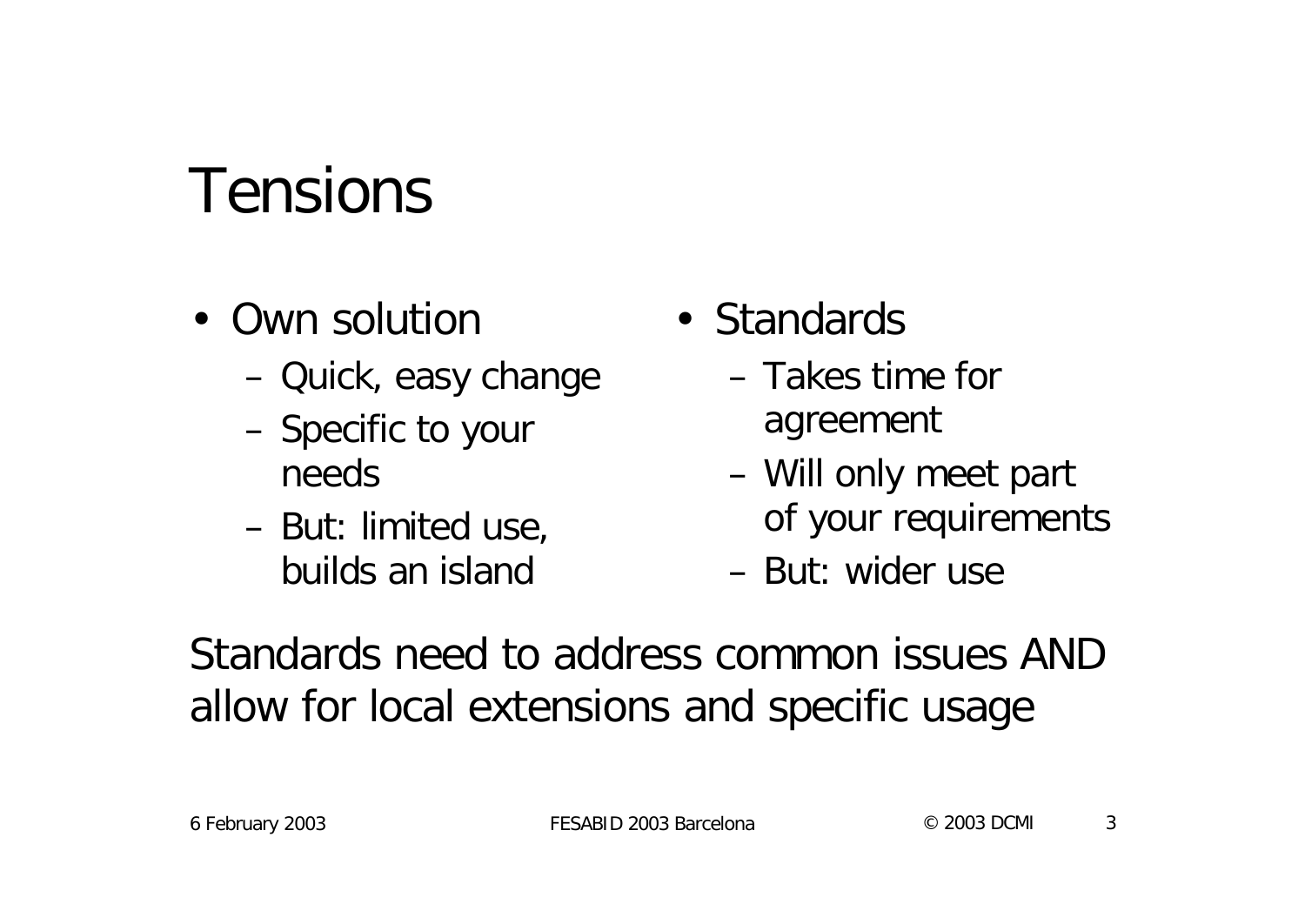# Tensions

- Own solution
  - Quick, easy change
  - Specific to your needs
  - But: limited use, builds an island

- Standards
  - Takes time for agreement
  - Will only meet part of your requirements
  - But: wider use

Standards need to address common issues AND allow for local extensions and specific usage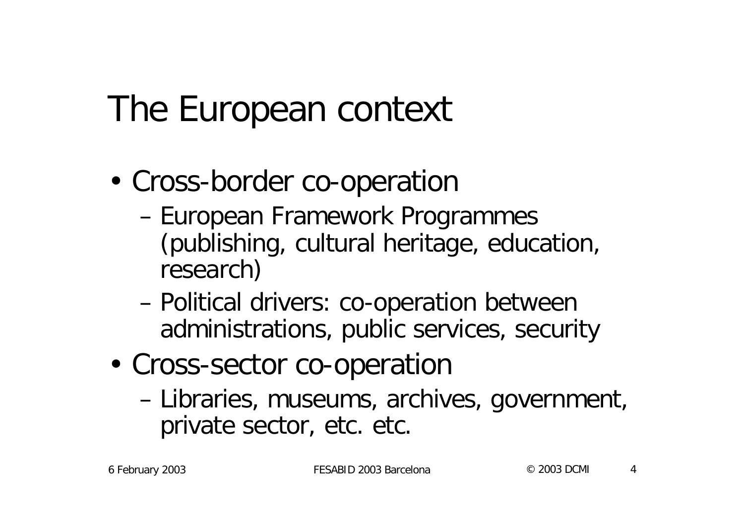# The European context

- Cross-border co-operation
  - European Framework Programmes (publishing, cultural heritage, education, research)
  - Political drivers: co-operation between administrations, public services, security
- Cross-sector co-operation
  - Libraries, museums, archives, government, private sector, etc. etc.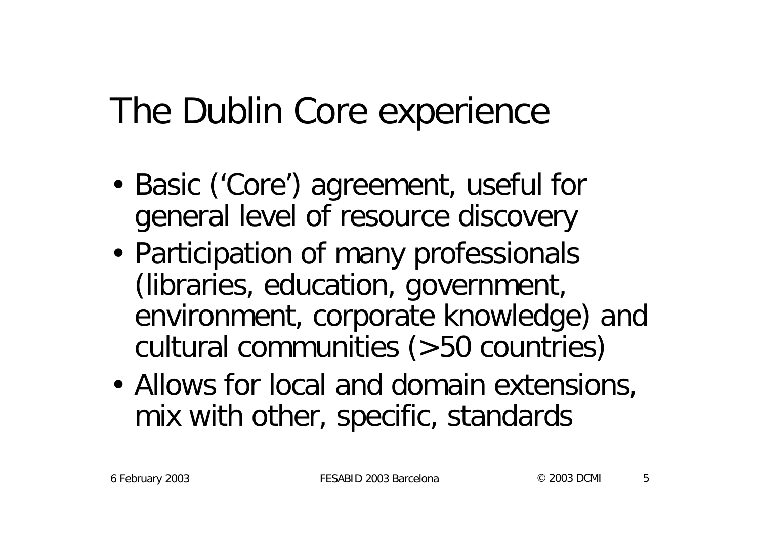# The Dublin Core experience

- Basic (‘Core’) agreement, useful for general level of resource discovery
- Participation of many professionals (libraries, education, government, environment, corporate knowledge) and cultural communities (>50 countries)
- Allows for local and domain extensions, mix with other, specific, standards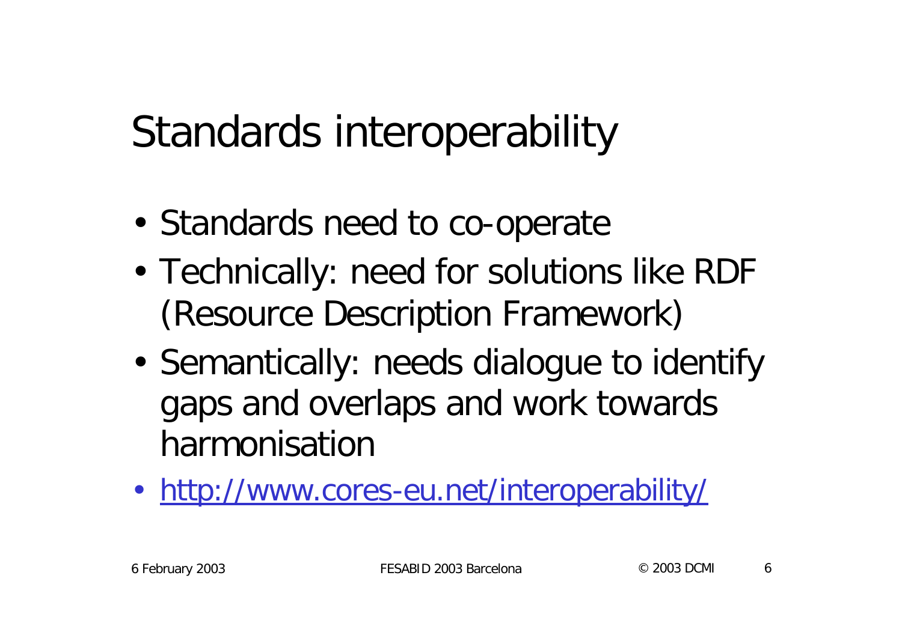# Standards interoperability

- Standards need to co-operate
- Technically: need for solutions like RDF (Resource Description Framework)
- Semantically: needs dialogue to identify gaps and overlaps and work towards harmonisation
- [http://www.cores-eu.net/interoperability/](http://www.cores-eu.net/interoperability/)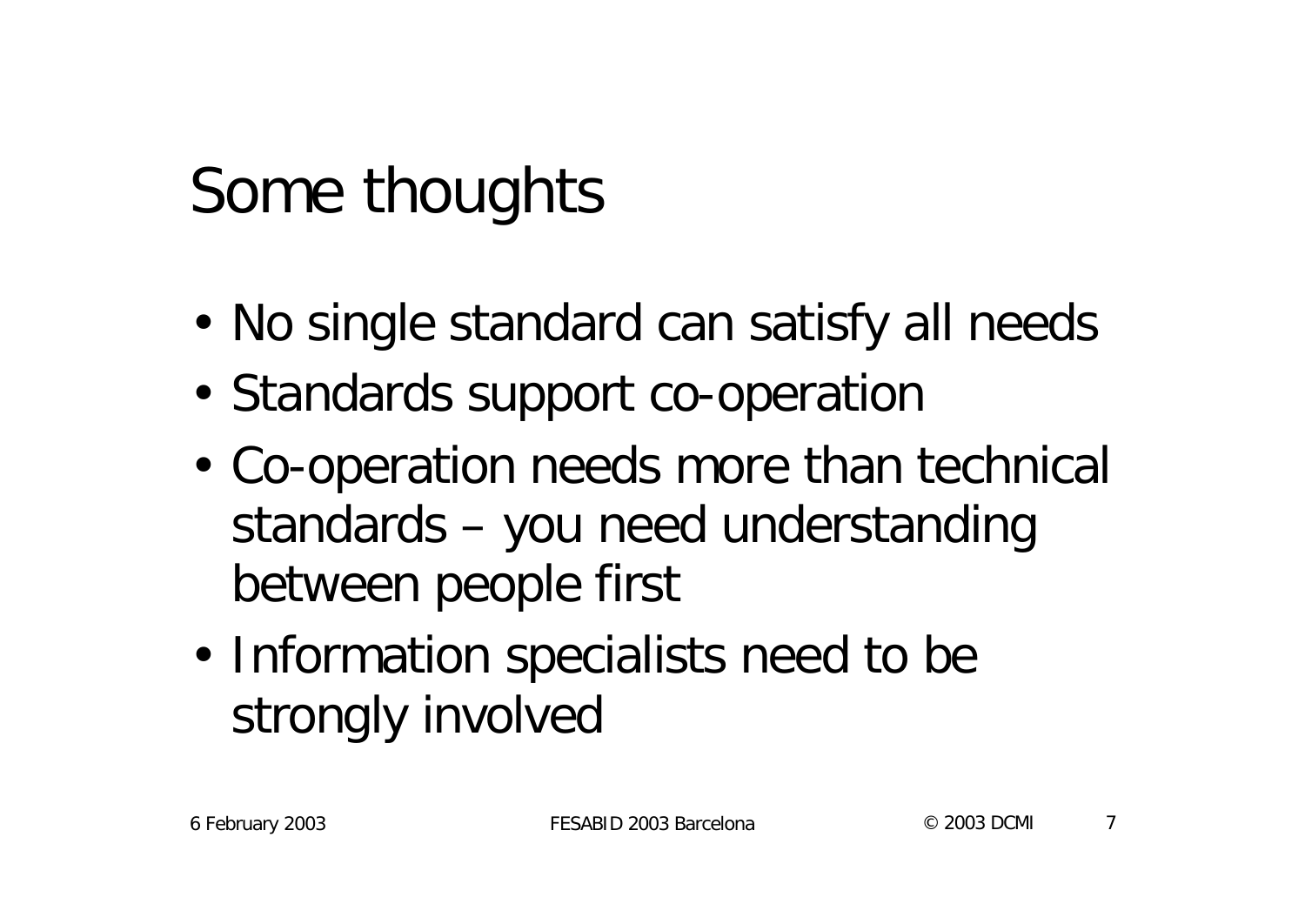# Some thoughts

- No single standard can satisfy all needs
- Standards support co-operation
- Co-operation needs more than technical standards – you need understanding between people first
- Information specialists need to be strongly involved